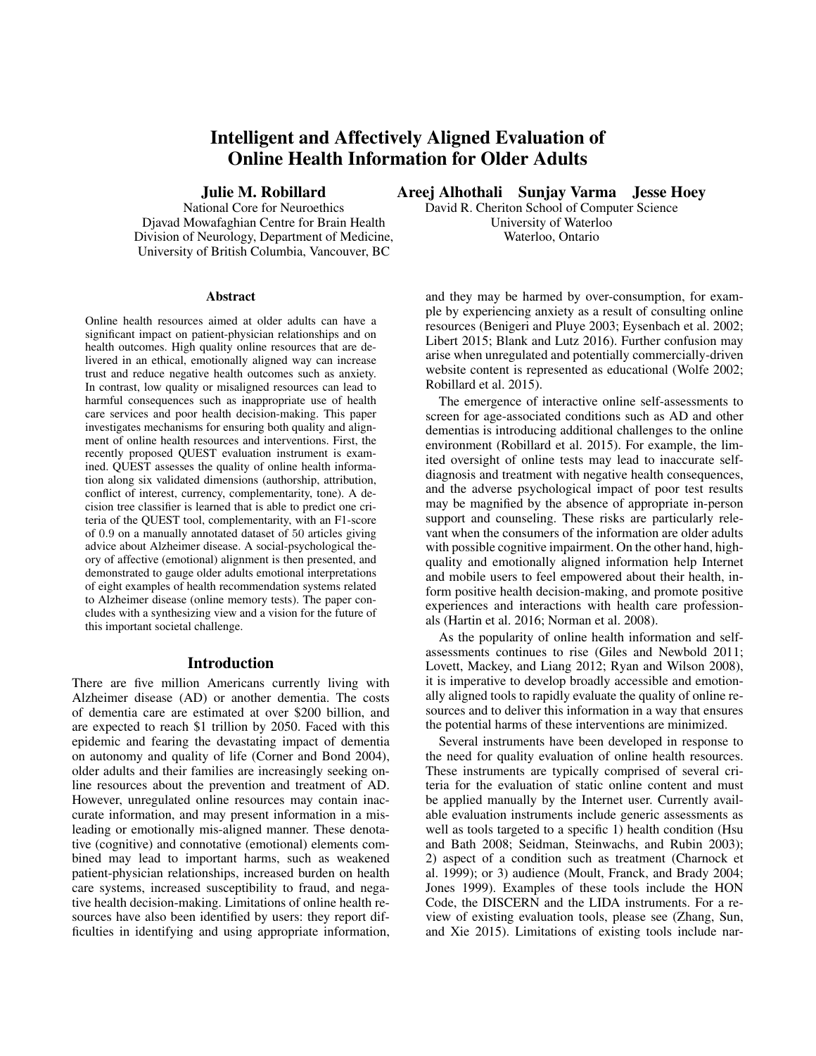# Intelligent and Affectively Aligned Evaluation of Online Health Information for Older Adults

**Julie M. Robillard**
National Core for Neuroethics
Djavad Mowafaghian Centre for Brain Health
Division of Neurology, Department of Medicine,
University of British Columbia, Vancouver, BC

**Areej Alhothali Sunjay Varma Jesse Hoey**
David R. Cheriton School of Computer Science
University of Waterloo
Waterloo, Ontario

## Abstract

Online health resources aimed at older adults can have a significant impact on patient-physician relationships and on health outcomes. High quality online resources that are delivered in an ethical, emotionally aligned way can increase trust and reduce negative health outcomes such as anxiety. In contrast, low quality or misaligned resources can lead to harmful consequences such as inappropriate use of health care services and poor health decision-making. This paper investigates mechanisms for ensuring both quality and alignment of online health resources and interventions. First, the recently proposed QUEST evaluation instrument is examined. QUEST assesses the quality of online health information along six validated dimensions (authorship, attribution, conflict of interest, currency, complementarity, tone). A decision tree classifier is learned that is able to predict one criteria of the QUEST tool, complementarity, with an F1-score of 0.9 on a manually annotated dataset of 50 articles giving advice about Alzheimer disease. A social-psychological theory of affective (emotional) alignment is then presented, and demonstrated to gauge older adults emotional interpretations of eight examples of health recommendation systems related to Alzheimer disease (online memory tests). The paper concludes with a synthesizing view and a vision for the future of this important societal challenge.

## Introduction

There are five million Americans currently living with Alzheimer disease (AD) or another dementia. The costs of dementia care are estimated at over \$200 billion, and are expected to reach \$1 trillion by 2050. Faced with this epidemic and fearing the devastating impact of dementia on autonomy and quality of life (Corner and Bond 2004), older adults and their families are increasingly seeking online resources about the prevention and treatment of AD. However, unregulated online resources may contain inaccurate information, and may present information in a misleading or emotionally mis-aligned manner. These denotative (cognitive) and connotative (emotional) elements combined may lead to important harms, such as weakened patient-physician relationships, increased burden on health care systems, increased susceptibility to fraud, and negative health decision-making. Limitations of online health resources have also been identified by users: they report difficulties in identifying and using appropriate information, and they may be harmed by over-consumption, for example by experiencing anxiety as a result of consulting online resources (Benigeri and Pluye 2003; Eysenbach et al. 2002; Libert 2015; Blank and Lutz 2016). Further confusion may arise when unregulated and potentially commercially-driven website content is represented as educational (Wolfe 2002; Robillard et al. 2015).

The emergence of interactive online self-assessments to screen for age-associated conditions such as AD and other dementias is introducing additional challenges to the online environment (Robillard et al. 2015). For example, the limited oversight of online tests may lead to inaccurate self-diagnosis and treatment with negative health consequences, and the adverse psychological impact of poor test results may be magnified by the absence of appropriate in-person support and counseling. These risks are particularly relevant when the consumers of the information are older adults with possible cognitive impairment. On the other hand, high-quality and emotionally aligned information help Internet and mobile users to feel empowered about their health, inform positive health decision-making, and promote positive experiences and interactions with health care professionals (Hartin et al. 2016; Norman et al. 2008).

As the popularity of online health information and self-assessments continue to rise (Giles and Newbold 2011; Lovett, Mackey, and Liang 2012; Ryan and Wilson 2008), it is imperative to develop broadly accessible and emotionally aligned tools to rapidly evaluate the quality of online resources and to deliver this information in a way that ensures the potential harms of these interventions are minimized.

Several instruments have been developed in response to the need for quality evaluation of online health resources. These instruments are typically comprised of several criteria for the evaluation of static online content and must be applied manually by the Internet user. Currently available evaluation instruments include generic assessments as well as tools targeted to a specific 1) health condition (Hsu and Bath 2008; Seidman, Steinwachs, and Rubin 2003); 2) aspect of a condition such as treatment (Charnock et al. 1999); or 3) audience (Moult, Franck, and Brady 2004; Jones 1999). Examples of these tools include the HON Code, the DISCERN and the LIDA instruments. For a review of existing evaluation tools, please see (Zhang, Sun, and Xie 2015). Limitations of existing tools include nar-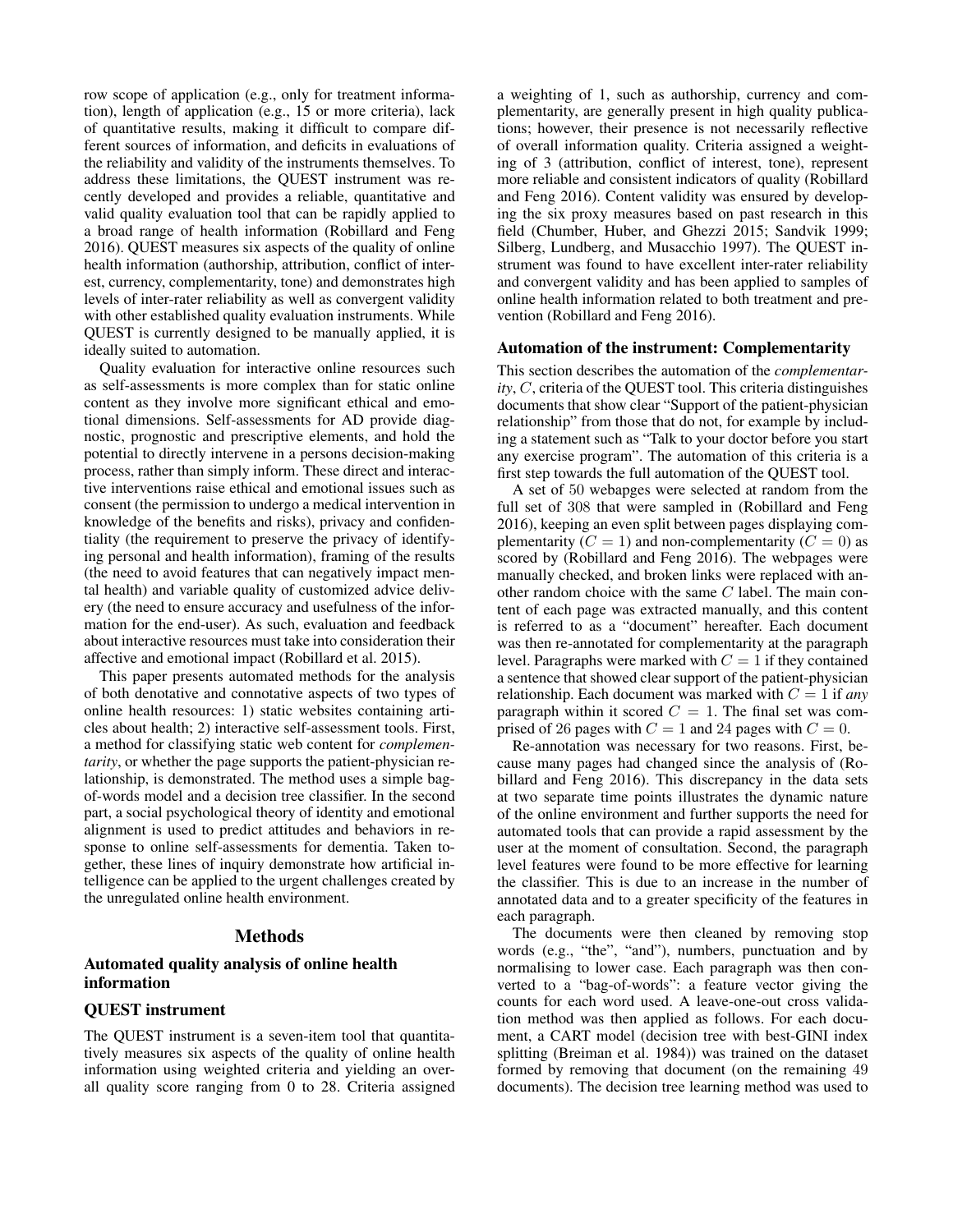row scope of application (e.g., only for treatment information), length of application (e.g., 15 or more criteria), lack of quantitative results, making it difficult to compare different sources of information, and deficits in evaluations of the reliability and validity of the instruments themselves. To address these limitations, the QUEST instrument was recently developed and provides a reliable, quantitative and valid quality evaluation tool that can be rapidly applied to a broad range of health information (Robillard and Feng 2016). QUEST measures six aspects of the quality of online health information (authorship, attribution, conflict of interest, currency, complementarity, tone) and demonstrates high levels of inter-rater reliability as well as convergent validity with other established quality evaluation instruments. While QUEST is currently designed to be manually applied, it is ideally suited to automation.

Quality evaluation for interactive online resources such as self-assessments is more complex than for static online content as they involve more significant ethical and emotional dimensions. Self-assessments for AD provide diagnostic, prognostic and prescriptive elements, and hold the potential to directly intervene in a persons decision-making process, rather than simply inform. These direct and interactive interventions raise ethical and emotional issues such as consent (the permission to undergo a medical intervention in knowledge of the benefits and risks), privacy and confidentiality (the requirement to preserve the privacy of identifying personal and health information), framing of the results (the need to avoid features that can negatively impact mental health) and variable quality of customized advice delivery (the need to ensure accuracy and usefulness of the information for the end-user). As such, evaluation and feedback about interactive resources must take into consideration their affective and emotional impact (Robillard et al. 2015).

This paper presents automated methods for the analysis of both denotative and connotative aspects of two types of online health resources: 1) static websites containing articles about health; 2) interactive self-assessment tools. First, a method for classifying static web content for *complementarity*, or whether the page supports the patient-physician relationship, is demonstrated. The method uses a simple bag-of-words model and a decision tree classifier. In the second part, a social psychological theory of identity and emotional alignment is used to predict attitudes and behaviors in response to online self-assessments for dementia. Taken together, these lines of inquiry demonstrate how artificial intelligence can be applied to the urgent challenges created by the unregulated online health environment.

## Methods

### Automated quality analysis of online health information

### QUEST instrument

The QUEST instrument is a seven-item tool that quantitatively measures six aspects of the quality of online health information using weighted criteria and yielding an overall quality score ranging from 0 to 28. Criteria assigned a weighting of 1, such as authorship, currency and complementarity, are generally present in high quality publications; however, their presence is not necessarily reflective of overall information quality. Criteria assigned a weighting of 3 (attribution, conflict of interest, tone), represent more reliable and consistent indicators of quality (Robillard and Feng 2016). Content validity was ensured by developing the six proxy measures based on past research in this field (Chumber, Huber, and Ghezzi 2015; Sandvik 1999; Silberg, Lundberg, and Musacchio 1997). The QUEST instrument was found to have excellent inter-rater reliability and convergent validity and has been applied to samples of online health information related to both treatment and prevention (Robillard and Feng 2016).

### Automation of the instrument: Complementarity

This section describes the automation of the *complementarity*, $C$, criteria of the QUEST tool. This criteria distinguishes documents that show clear "Support of the patient-physician relationship" from those that do not, for example by including a statement such as "Talk to your doctor before you start any exercise program". The automation of this criteria is a first step towards the full automation of the QUEST tool.

A set of 50 webpages were selected at random from the full set of 308 that were sampled in (Robillard and Feng 2016), keeping an even split between pages displaying complementarity ($C = 1$) and non-complementarity ($C = 0$) as scored by (Robillard and Feng 2016). The webpages were manually checked, and broken links were replaced with another random choice with the same $C$ label. The main content of each page was extracted manually, and this content is referred to as a "document" hereafter. Each document was then re-annotated for complementarity at the paragraph level. Paragraphs were marked with $C = 1$ if they contained a sentence that showed clear support of the patient-physician relationship. Each document was marked with $C = 1$ if *any* paragraph within it scored $C = 1$. The final set was comprised of 26 pages with $C = 1$ and 24 pages with $C = 0$.

Re-annotation was necessary for two reasons. First, because many pages had changed since the analysis of (Robillard and Feng 2016). This discrepancy in the data sets at two separate time points illustrates the dynamic nature of the online environment and further supports the need for automated tools that can provide a rapid assessment by the user at the moment of consultation. Second, the paragraph level features were found to be more effective for learning the classifier. This is due to an increase in the number of annotated data and to a greater specificity of the features in each paragraph.

The documents were then cleaned by removing stop words (e.g., "the", "and"), numbers, punctuation and by normalising to lower case. Each paragraph was then converted to a "bag-of-words": a feature vector giving the counts for each word used. A leave-one-out cross validation method was then applied as follows. For each document, a CART model (decision tree with best-GINI index splitting (Breiman et al. 1984)) was trained on the dataset formed by removing that document (on the remaining 49 documents). The decision tree learning method was used to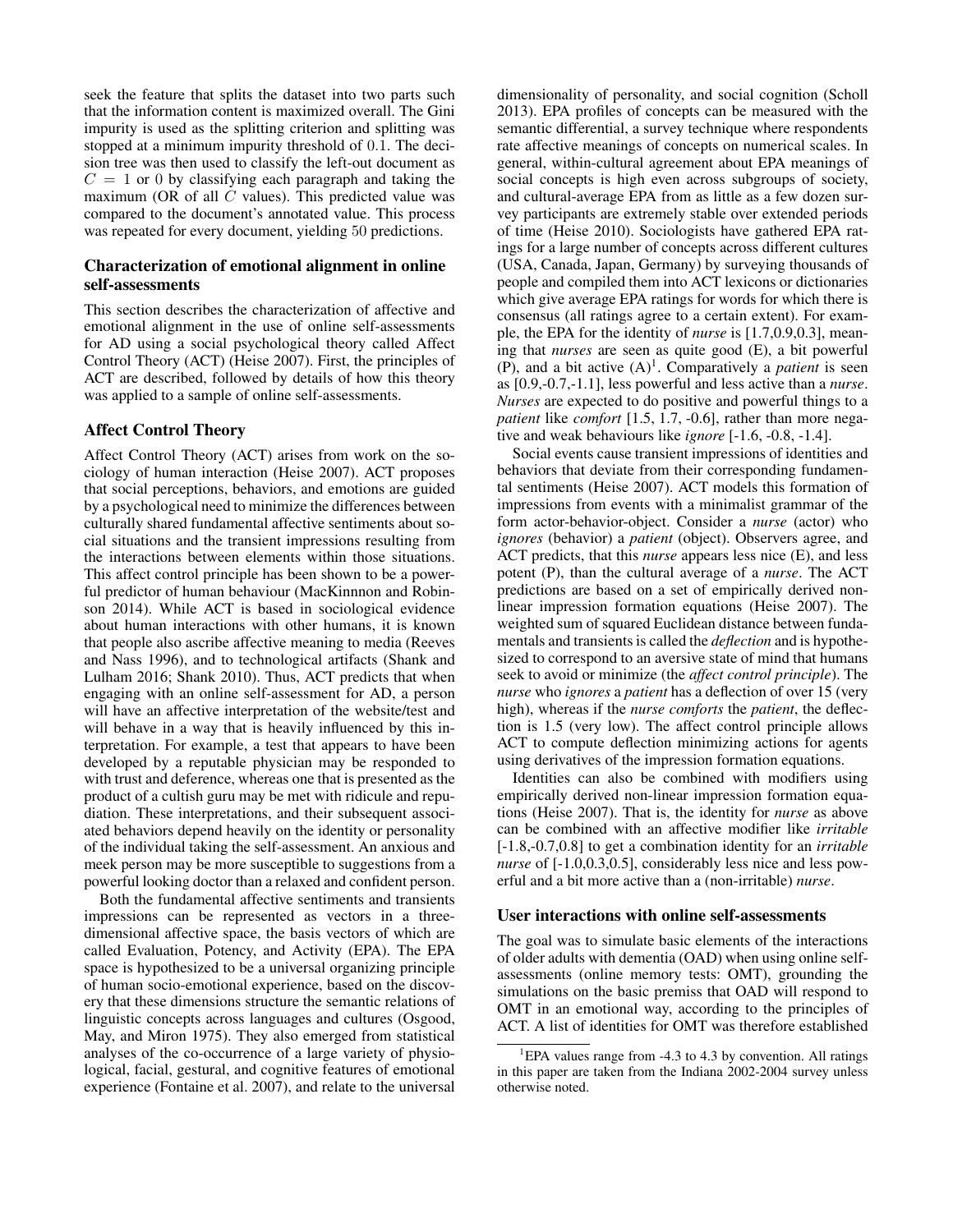seek the feature that splits the dataset into two parts such that the information content is maximized overall. The Gini impurity is used as the splitting criterion and splitting was stopped at a minimum impurity threshold of 0.1. The decision tree was then used to classify the left-out document as $C = 1$ or 0 by classifying each paragraph and taking the maximum (OR of all $C$ values). This predicted value was compared to the document's annotated value. This process was repeated for every document, yielding 50 predictions.

### Characterization of emotional alignment in online self-assessments

This section describes the characterization of affective and emotional alignment in the use of online self-assessments for AD using a social psychological theory called Affect Control Theory (ACT) (Heise 2007). First, the principles of ACT are described, followed by details of how this theory was applied to a sample of online self-assessments.

### Affect Control Theory

Affect Control Theory (ACT) arises from work on the sociology of human interaction (Heise 2007). ACT proposes that social perceptions, behaviors, and emotions are guided by a psychological need to minimize the differences between culturally shared fundamental affective sentiments about social situations and the transient impressions resulting from the interactions between elements within those situations. This affect control principle has been shown to be a powerful predictor of human behaviour (MacKinnnon and Robinson 2014). While ACT is based in sociological evidence about human interactions with other humans, it is known that people also ascribe affective meaning to media (Reeves and Nass 1996), and to technological artifacts (Shank and Lulham 2016; Shank 2010). Thus, ACT predicts that when engaging with an online self-assessment for AD, a person will have an affective interpretation of the website/test and will behave in a way that is heavily influenced by this interpretation. For example, a test that appears to have been developed by a reputable physician may be responded to with trust and deference, whereas one that is presented as the product of a cultish guru may be met with ridicule and repudiation. These interpretations, and their subsequent associated behaviors depend heavily on the identity or personality of the individual taking the self-assessment. An anxious and meek person may be more susceptible to suggestions from a powerful looking doctor than a relaxed and confident person.

Both the fundamental affective sentiments and transients impressions can be represented as vectors in a three-dimensional affective space, the basis vectors of which are called Evaluation, Potency, and Activity (EPA). The EPA space is hypothesized to be a universal organizing principle of human socio-emotional experience, based on the discovery that these dimensions structure the semantic relations of linguistic concepts across languages and cultures (Osgood, May, and Miron 1975). They also emerged from statistical analyses of the co-occurrence of a large variety of physiological, facial, gestural, and cognitive features of emotional experience (Fontaine et al. 2007), and relate to the universal dimensionality of personality, and social cognition (Scholl 2013). EPA profiles of concepts can be measured with the semantic differential, a survey technique where respondents rate affective meanings of concepts on numerical scales. In general, within-cultural agreement about EPA meanings of social concepts is high even across subgroups of society, and cultural-average EPA from as little as a few dozen survey participants are extremely stable over extended periods of time (Heise 2010). Sociologists have gathered EPA ratings for a large number of concepts across different cultures (USA, Canada, Japan, Germany) by surveying thousands of people and compiled them into ACT lexicons or dictionaries which give average EPA ratings for words for which there is consensus (all ratings agree to a certain extent). For example, the EPA for the identity of *nurse* is [1.7,0.9,0.3], meaning that *nurses* are seen as quite good (E), a bit powerful (P), and a bit active (A)[1]. Comparatively a *patient* is seen as [0.9,-0.7,-1.1], less powerful and less active than a *nurse*. *Nurses* are expected to do positive and powerful things to a *patient* like *comfort* [1.5, 1.7, -0.6], rather than more negative and weak behaviours like *ignore* [-1.6, -0.8, -1.4].

Social events cause transient impressions of identities and behaviors that deviate from their corresponding fundamental sentiments (Heise 2007). ACT models this formation of impressions from events with a minimalist grammar of the form actor-behavior-object. Consider a *nurse* (actor) who *ignores* (behavior) a *patient* (object). Observers agree, and ACT predicts, that this *nurse* appears less nice (E), and less potent (P), than the cultural average of a *nurse*. The ACT predictions are based on a set of empirically derived non-linear impression formation equations (Heise 2007). The weighted sum of squared Euclidean distance between fundamentals and transients is called the *deflection* and is hypothesized to correspond to an aversive state of mind that humans seek to avoid or minimize (the *affect control principle*). The *nurse* who *ignores* a *patient* has a deflection of over 15 (very high), whereas if the *nurse comforts* the *patient*, the deflection is 1.5 (very low). The affect control principle allows ACT to compute deflection minimizing actions for agents using derivatives of the impression formation equations.

Identities can also be combined with modifiers using empirically derived non-linear impression formation equations (Heise 2007). That is, the identity for *nurse* as above can be combined with an affective modifier like *irritable* [-1.8,-0.7,0.8] to get a combination identity for an *irritable nurse* of [-1.0,0.3,0.5], considerably less nice and less powerful and a bit more active than a (non-irritable) *nurse*.

### User interactions with online self-assessments

The goal was to simulate basic elements of the interactions of older adults with dementia (OAD) when using online self-assessments (online memory tests: OMT), grounding the simulations on the basic premiss that OAD will respond to OMT in an emotional way, according to the principles of ACT. A list of identities for OMT was therefore established

[1] EPA values range from -4.3 to 4.3 by convention. All ratings in this paper are taken from the Indiana 2002-2004 survey unless otherwise noted.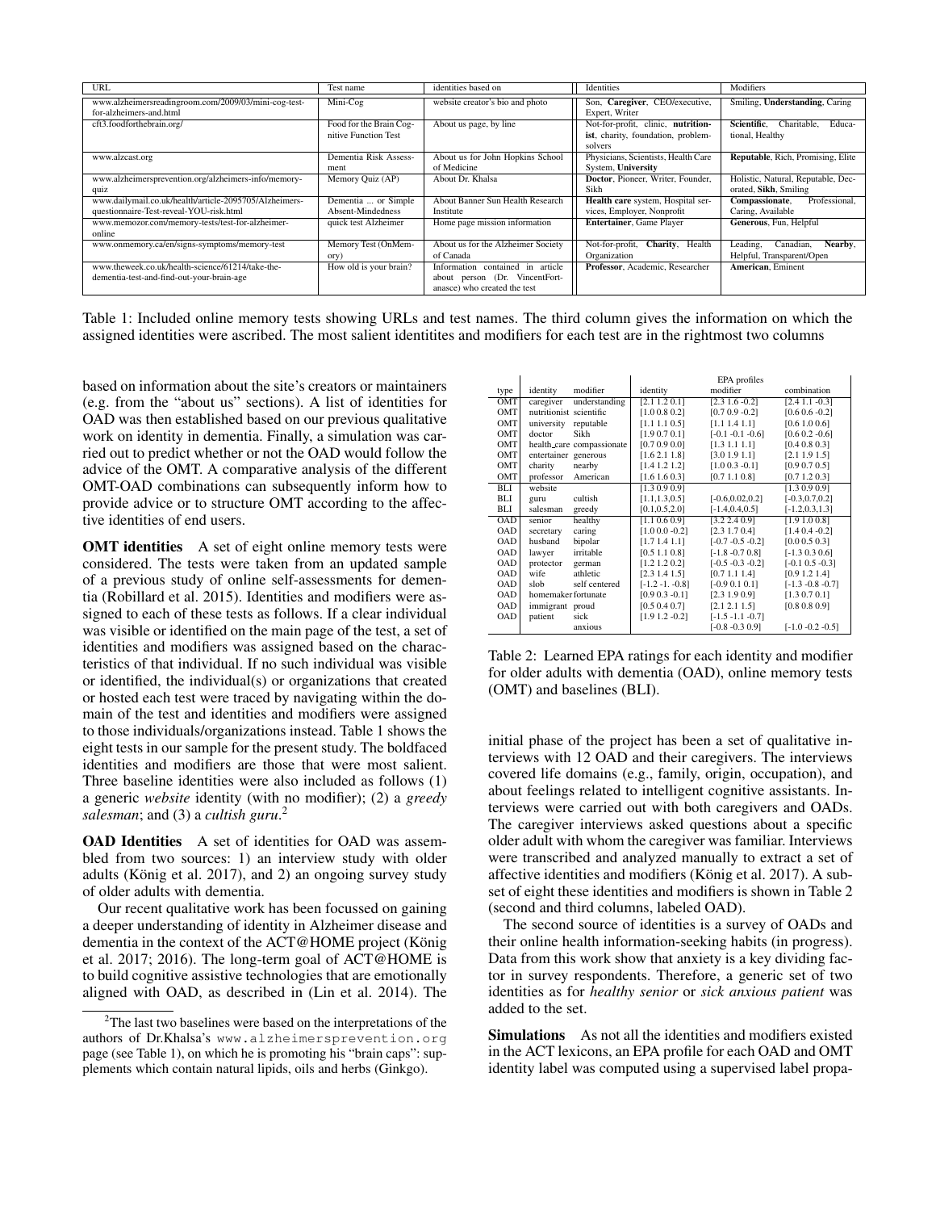| URL | Test name | identities based on | Identities | Modifiers |
|---|---|---|---|---|
| www.alzheimersreadingroom.com/2009/03/mini-cog-test-for-alzheimers-and.html | Mini-Cog | website creator's bio and photo | Son, **Caregiver**, CEO/executive, Expert, Writer | Smiling, **Understanding**, Caring |
| cft3.foodforthebrain.org/ | Food for the Brain Cognitive Function Test | About us page, by line | Not-for-profit, clinic, **nutritionist**, charity, foundation, problem-solvers | **Scientific**, Charitable, Educational, Healthy |
| www.alzcast.org | Dementia Risk Assessment | About us for John Hopkins School of Medicine | Physicians, Scientists, Health Care System, **University** | **Reputable**, Rich, Promising, Elite |
| www.alzheimersprevention.org/alzheimers-info/memory-quiz | Memory Quiz (AP) | About Dr. Khalsa | **Doctor**, Pioneer, Writer, Founder, Sikh | Holistic, Natural, Reputable, Decorated, **Sikh**, Smiling |
| www.dailymail.co.uk/health/article-2095705/Alzheimers-questionnaire-Test-reveal-YOU-risk.html | Dementia ... or Simple Absent-Mindedness | About Banner Sun Health Research Institute | **Health care** system, Hospital services, Employer, Nonprofit | **Compassionate**, Professional, Caring, Available |
| www.memozor.com/memory-tests/test-for-alzheimer-online | quick test Alzheimer | Home page mission information | **Entertainer**, Game Player | **Generous**, Fun, Helpful |
| www.onmemory.ca/en/signs-symptoms/memory-test | Memory Test (OnMemory) | About us for the Alzheimer Society of Canada | Not-for-profit, **Charity**, Health Organization | Leading, Canadian, **Nearby**, Helpful, Transparent/Open |
| www.theweek.co.uk/health-science/61214/take-the-dementia-test-and-find-out-your-brain-age | How old is your brain? | Information contained in article about person (Dr. VincentFortanasce) who created the test | **Professor**, Academic, Researcher | **American**, Eminent |

Table 1: Included online memory tests showing URLs and test names. The third column gives the information on which the assigned identities were ascribed. The most salient identitites and modifiers for each test are in the rightmost two columns

based on information about the site's creators or maintainers (e.g. from the "about us" sections). A list of identities for OAD was then established based on our previous qualitative work on identity in dementia. Finally, a simulation was carried out to predict whether or not the OAD would follow the advice of the OMT. A comparative analysis of the different OMT-OAD combinations can subsequently inform how to provide advice or to structure OMT according to the affective identities of end users.

**OMT identities** A set of eight online memory tests were considered. The tests were taken from an updated sample of a previous study of online self-assessments for dementia (Robillard et al. 2015). Identities and modifiers were assigned to each of these tests as follows. If a clear individual was visible or identified on the main page of the test, a set of identities and modifiers was assigned based on the characteristics of that individual. If no such individual was visible or identified, the individual(s) or organizations that created or hosted each test were traced by navigating within the domain of the test and identities and modifiers were assigned to those individuals/organizations instead. Table 1 shows the eight tests in our sample for the present study. The boldfaced identities and modifiers are those that were most salient. Three baseline identities were also included as follows (1) a generic *website* identity (with no modifier); (2) a *greedy salesman*; and (3) a *cultish guru*.[2]

**OAD Identities** A set of identities for OAD was assembled from two sources: 1) an interview study with older adults (König et al. 2017), and 2) an ongoing survey study of older adults with dementia.

Our recent qualitative work has been focussed on gaining a deeper understanding of identity in Alzheimer disease and dementia in the context of the ACT@HOME project (König et al. 2017; 2016). The long-term goal of ACT@HOME is to build cognitive assistive technologies that are emotionally aligned with OAD, as described in (Lin et al. 2014). The initial phase of the project has been a set of qualitative interviews with 12 OAD and their caregivers. The interviews covered life domains (e.g., family, origin, occupation), and about feelings related to intelligent cognitive assistants. Interviews were carried out with both caregivers and OADs. The caregiver interviews asked questions about a specific older adult with whom the caregiver was familiar. Interviews were transcribed and analyzed manually to extract a set of affective identities and modifiers (König et al. 2017). A subset of eight these identities and modifiers is shown in Table 2 (second and third columns, labeled OAD).

The second source of identities is a survey of OADs and their online health information-seeking habits (in progress). Data from this work show that anxiety is a key dividing factor in survey respondents. Therefore, a generic set of two identities as for *healthy senior* or *sick anxious patient* was added to the set.

| | | | EPA profiles | | |
|---|---|---|---|---|---|
| type | identity | modifier | identity | modifier | combination |
| OMT | caregiver | understanding | [2.1 1.2 0.1] | [2.3 1.6 -0.2] | [2.4 1.1 -0.3] |
| OMT | nutritionist | scientific | [1.0 0.8 0.2] | [0.7 0.9 -0.2] | [0.6 0.6 -0.2] |
| OMT | university | reputable | [1.1 1.1 0.5] | [1.1 1.4 1.1] | [0.6 1.0 0.6] |
| OMT | doctor | Sikh | [1.9 0.7 0.1] | [-0.1 -0.1 -0.6] | [0.6 0.2 -0.6] |
| OMT | health_care | compassionate | [0.7 0.9 0.0] | [1.3 1.1 1.1] | [0.4 0.8 0.3] |
| OMT | entertainer | generous | [1.6 2.1 1.8] | [3.0 1.9 1.1] | [2.1 1.9 1.5] |
| OMT | charity | nearby | [1.4 1.2 1.2] | [1.0 0.3 -0.1] | [0.9 0.7 0.5] |
| OMT | professor | American | [1.6 1.6 0.3] | [0.7 1.1 0.8] | [0.7 1.2 0.3] |
| BLI | website | | [1.3 0.9 0.9] | | [1.3 0.9 0.9] |
| BLI | guru | cultish | [1.1,1.3,0.5] | [-0.6,0.02,0.2] | [-0.3,0.7,0.2] |
| BLI | salesman | greedy | [0.1,0.5,2.0] | [-1.4,0.4,0.5] | [-1.2,0.3,1.3] |
| OAD | senior | healthy | [1.1 0.6 0.9] | [3.2 2.4 0.9] | [1.9 1.0 0.8] |
| OAD | secretary | caring | [1.0 0.0 -0.2] | [2.3 1.7 0.4] | [1.4 0.4 -0.2] |
| OAD | husband | bipolar | [1.7 1.4 1.1] | [-0.7 -0.5 -0.2] | [0.0 0.5 0.3] |
| OAD | lawyer | irritable | [0.5 1.1 0.8] | [-1.8 -0.7 0.8] | [-1.3 0.3 0.6] |
| OAD | protector | german | [1.2 1.2 0.2] | [-0.5 -0.3 -0.2] | [-0.1 0.5 -0.3] |
| OAD | wife | athletic | [2.3 1.4 1.5] | [0.7 1.1 1.4] | [0.9 1.2 1.4] |
| OAD | slob | self centered | [-1.2 -1. -0.8] | [-0.9 0.1 0.1] | [-1.3 -0.8 -0.7] |
| OAD | homemaker | fortunate | [0.9 0.3 -0.1] | [2.3 1.9 0.9] | [1.3 0.7 0.1] |
| OAD | immigrant | proud | [0.5 0.4 0.7] | [2.1 2.1 1.5] | [0.8 0.8 0.9] |
| OAD | patient | sick | [1.9 1.2 -0.2] | [-1.5 -1.1 -0.7] | |
| | | anxious | | [-0.8 -0.3 0.9] | [-1.0 -0.2 -0.5] |

Table 2: Learned EPA ratings for each identity and modifier for older adults with dementia (OAD), online memory tests (OMT) and baselines (BLI).

**Simulations** As not all the identities and modifiers existed in the ACT lexicons, an EPA profile for each OAD and OMT identity label was computed using a supervised label propa-

[2]The last two baselines were based on the interpretations of the authors of Dr.Khalsa's `www.alzheimersprevention.org` page (see Table 1), on which he is promoting his "brain caps": supplements which contain natural lipids, oils and herbs (Ginkgo).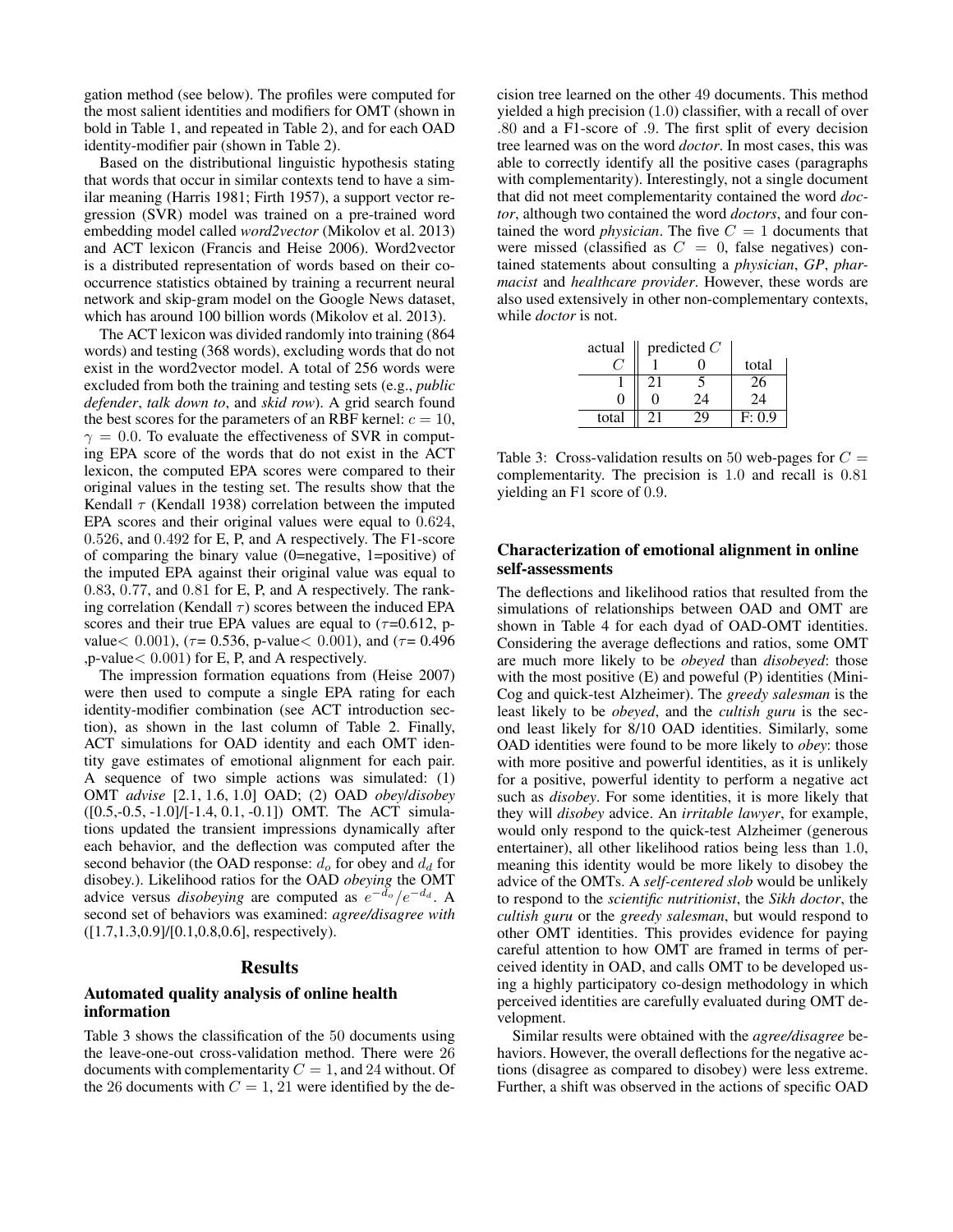gation method (see below). The profiles were computed for the most salient identities and modifiers for OMT (shown in bold in Table 1, and repeated in Table 2), and for each OAD identity-modifier pair (shown in Table 2).

Based on the distributional linguistic hypothesis stating that words that occur in similar contexts tend to have a similar meaning (Harris 1981; Firth 1957), a support vector regression (SVR) model was trained on a pre-trained word embedding model called *word2vector* (Mikolov et al. 2013) and ACT lexicon (Francis and Heise 2006). Word2vector is a distributed representation of words based on their co-occurrence statistics obtained by training a recurrent neural network and skip-gram model on the Google News dataset, which has around 100 billion words (Mikolov et al. 2013).

The ACT lexicon was divided randomly into training (864 words) and testing (368 words), excluding words that do not exist in the word2vector model. A total of 256 words were excluded from both the training and testing sets (e.g., *public defender*, *talk down to*, and *skid row*). A grid search found the best scores for the parameters of an RBF kernel: $c = 10$, $\gamma = 0.0$. To evaluate the effectiveness of SVR in computing EPA score of the words that do not exist in the ACT lexicon, the computed EPA scores were compared to their original values in the testing set. The results show that the Kendall $\tau$ (Kendall 1938) correlation between the imputed EPA scores and their original values were equal to 0.624, 0.526, and 0.492 for E, P, and A respectively. The F1-score of comparing the binary value (0=negative, 1=positive) of the imputed EPA against their original value was equal to 0.83, 0.77, and 0.81 for E, P, and A respectively. The ranking correlation (Kendall $\tau$) scores between the induced EPA scores and their true EPA values are equal to ($\tau$=0.612, p-value$<$ 0.001), ($\tau$= 0.536, p-value$<$ 0.001), and ($\tau$= 0.496 ,p-value$<$ 0.001) for E, P, and A respectively.

The impression formation equations from (Heise 2007) were then used to compute a single EPA rating for each identity-modifier combination (see ACT introduction section), as shown in the last column of Table 2. Finally, ACT simulations for OAD identity and each OMT identity gave estimates of emotional alignment for each pair. A sequence of two simple actions was simulated: (1) OMT *advise* [2.1, 1.6, 1.0] OAD; (2) OAD *obey*/*disobey* ([0.5,-0.5, -1.0]/[-1.4, 0.1, -0.1]) OMT. The ACT simulations updated the transient impressions dynamically after each behavior, and the deflection was computed after the second behavior (the OAD response: $d_o$ for obey and $d_d$ for disobey.). Likelihood ratios for the OAD *obeying* the OMT advice versus *disobeying* are computed as $e^{-d_o}/e^{-d_d}$. A second set of behaviors was examined: *agree/disagree with* ([1.7,1.3,0.9]/[0.1,0.8,0.6], respectively).

## Results

### Automated quality analysis of online health information

Table 3 shows the classification of the 50 documents using the leave-one-out cross-validation method. There were 26 documents with complementarity $C = 1$, and 24 without. Of the 26 documents with $C = 1$, 21 were identified by the decision tree learned on the other 49 documents. This method yielded a high precision (1.0) classifier, with a recall of over .80 and a F1-score of .9. The first split of every decision tree learned was on the word *doctor*. In most cases, this was able to correctly identify all the positive cases (paragraphs with complementarity). Interestingly, not a single document that did not meet complementarity contained the word *doctor*, although two contained the word *doctors*, and four contained the word *physician*. The five $C = 1$ documents that were missed (classified as $C = 0$, false negatives) contained statements about consulting a *physician*, *GP*, *pharmacist* and *healthcare provider*. However, these words are also used extensively in other non-complementary contexts, while *doctor* is not.

| actual | predicted $C$ | | |
|---|---|---|---|
| $C$ | 1 | 0 | total |
| 1 | 21 | 5 | 26 |
| 0 | 0 | 24 | 24 |
| total | 21 | 29 | F: 0.9 |

Table 3: Cross-validation results on 50 web-pages for $C$ = complementarity. The precision is 1.0 and recall is 0.81 yielding an F1 score of 0.9.

### Characterization of emotional alignment in online self-assessments

The deflections and likelihood ratios that resulted from the simulations of relationships between OAD and OMT are shown in Table 4 for each dyad of OAD-OMT identities. Considering the average deflections and ratios, some OMT are much more likely to be *obeyed* than *disobeyed*: those with the most positive (E) and poweful (P) identities (Mini-Cog and quick-test Alzheimer). The *greedy salesman* is the least likely to be *obeyed*, and the *cultish guru* is the second least likely for 8/10 OAD identities. Similarly, some OAD identities were found to be more likely to *obey*: those with more positive and powerful identities, as it is unlikely for a positive, powerful identity to perform a negative act such as *disobey*. For some identities, it is more likely that they will *disobey* advice. An *irritable lawyer*, for example, would only respond to the quick-test Alzheimer (generous entertainer), all other likelihood ratios being less than 1.0, meaning this identity would be more likely to disobey the advice of the OMTs. A *self-centered slob* would be unlikely to respond to the *scientific nutritionist*, the *Sikh doctor*, the *cultish guru* or the *greedy salesman*, but would respond to other OMT identities. This provides evidence for paying careful attention to how OMT are framed in terms of perceived identity in OAD, and calls OMT to be developed using a highly participatory co-design methodology in which perceived identities are carefully evaluated during OMT development.

Similar results were obtained with the *agree/disagree* behaviors. However, the overall deflections for the negative actions (disagree as compared to disobey) were less extreme. Further, a shift was observed in the actions of specific OAD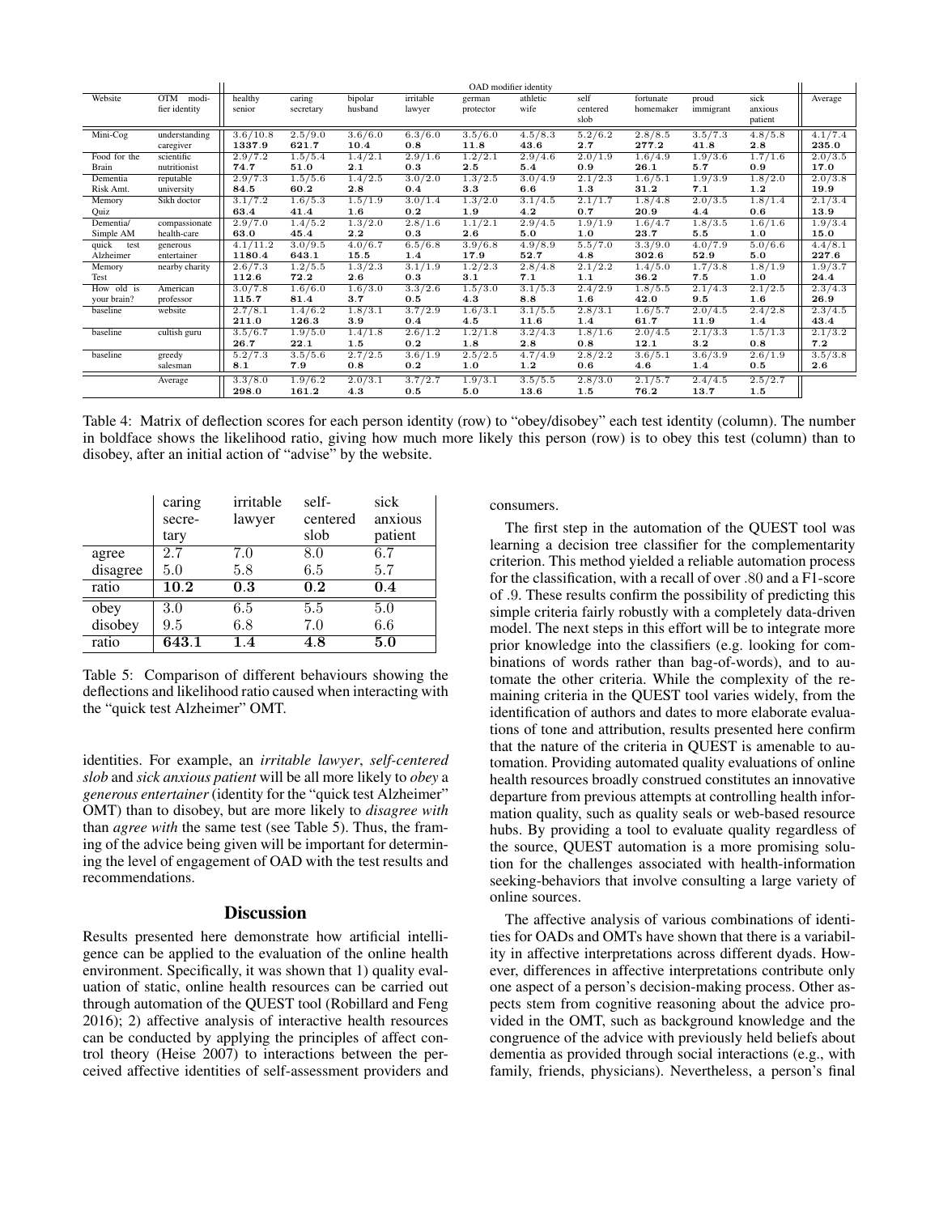| Website | OTM modifier identity | healthy senior | caring secretary | bipolar husband | irritable lawyer | german protector | athletic wife | self centered slob | fortunate homemaker | proud immigrant | sick anxious patient | Average |
|---|---|---|---|---|---|---|---|---|---|---|---|---|
| | | OAD modifier identity | | | | | | | | | | |
| Mini-Cog | understanding caregiver | 3.6/10.8 **1337.9** | 2.5/9.0 **621.7** | 3.6/6.0 **10.4** | 6.3/6.0 **0.8** | 3.5/6.0 **11.8** | 4.5/8.3 **43.6** | 5.2/6.2 **2.7** | 2.8/8.5 **277.2** | 3.5/7.3 **41.8** | 4.8/5.8 **2.8** | 4.1/7.4 **235.0** |
| Food for the Brain | scientific nutritionist | 2.9/7.2 **74.7** | 1.5/5.4 **51.0** | 1.4/2.1 **2.1** | 2.9/1.6 **0.3** | 1.2/2.1 **2.5** | 2.9/4.6 **5.4** | 2.0/1.9 **0.9** | 1.6/4.9 **26.1** | 1.9/3.6 **5.7** | 1.7/1.6 **0.9** | 2.0/3.5 **17.0** |
| Dementia Risk Amt. | reputable university | 2.9/7.3 **84.5** | 1.5/5.6 **60.2** | 1.4/2.5 **2.8** | 3.0/2.0 **0.4** | 1.3/2.5 **3.3** | 3.0/4.9 **6.6** | 2.1/2.3 **1.3** | 1.6/5.1 **31.2** | 1.9/3.9 **7.1** | 1.8/2.0 **1.2** | 2.0/3.8 **19.9** |
| Memory Quiz | Sikh doctor | 3.1/7.2 **63.4** | 1.6/5.3 **41.4** | 1.5/1.9 **1.6** | 3.0/1.4 **0.2** | 1.3/2.0 **1.9** | 3.1/4.5 **4.2** | 2.1/1.7 **0.7** | 1.8/4.8 **20.9** | 2.0/3.5 **4.4** | 1.8/1.4 **0.6** | 2.1/3.4 **13.9** |
| Dementia/ Simple AM | compassionate health-care | 2.9/7.0 **63.0** | 1.4/5.2 **45.4** | 1.3/2.0 **2.2** | 2.8/1.6 **0.3** | 1.1/2.1 **2.6** | 2.9/4.5 **5.0** | 1.9/1.9 **1.0** | 1.6/4.7 **23.7** | 1.8/3.5 **5.5** | 1.6/1.6 **1.0** | 1.9/3.4 **15.0** |
| quick test Alzheimer | generous entertainer | 4.1/11.2 **1180.4** | 3.0/9.5 **643.1** | 4.0/6.7 **15.5** | 6.5/6.8 **1.4** | 3.9/6.8 **17.9** | 4.9/8.9 **52.7** | 5.5/7.0 **4.8** | 3.3/9.0 **302.6** | 4.0/7.9 **52.9** | 5.0/6.6 **5.0** | 4.4/8.1 **227.6** |
| Memory Test | nearby charity | 2.6/7.3 **112.6** | 1.2/5.5 **72.2** | 1.3/2.3 **2.6** | 3.1/1.9 **0.3** | 1.2/2.3 **3.1** | 2.8/4.8 **7.1** | 2.1/2.2 **1.1** | 1.4/5.0 **36.2** | 1.7/3.8 **7.5** | 1.8/1.9 **1.0** | 1.9/3.7 **24.4** |
| How old is your brain? | American professor | 3.0/7.8 **115.7** | 1.6/6.0 **81.4** | 1.6/3.0 **3.7** | 3.3/2.6 **0.5** | 1.5/3.0 **4.3** | 3.1/5.3 **8.8** | 2.4/2.9 **1.6** | 1.8/5.5 **42.0** | 2.1/4.3 **9.5** | 2.1/2.5 **1.6** | 2.3/4.3 **26.9** |
| baseline | website | 2.7/8.1 **211.0** | 1.4/6.2 **126.3** | 1.8/3.1 **3.9** | 3.7/2.9 **0.4** | 1.6/3.1 **4.5** | 3.1/5.5 **11.6** | 2.8/3.1 **1.4** | 1.6/5.7 **61.7** | 2.0/4.5 **11.9** | 2.4/2.8 **1.4** | 2.3/4.5 **43.4** |
| baseline | cultish guru | 3.5/6.7 **26.7** | 1.9/5.0 **22.1** | 1.4/1.8 **1.5** | 2.6/1.2 **0.2** | 1.2/1.8 **1.8** | 3.2/4.3 **2.8** | 1.8/1.6 **0.8** | 2.0/4.5 **12.1** | 2.1/3.3 **3.2** | 1.5/1.3 **0.8** | 2.1/3.2 **7.2** |
| baseline | greedy salesman | 5.2/7.3 **8.1** | 3.5/5.6 **7.9** | 2.7/2.5 **0.8** | 3.6/1.9 **0.2** | 2.5/2.5 **1.0** | 4.7/4.9 **1.2** | 2.8/2.2 **0.6** | 3.6/5.1 **4.6** | 3.6/3.9 **1.4** | 2.6/1.9 **0.5** | 3.5/3.8 **2.6** |
| | Average | 3.3/8.0 **298.0** | 1.9/6.2 **161.2** | 2.0/3.1 **4.3** | 3.7/2.7 **0.5** | 1.9/3.1 **5.0** | 3.5/5.5 **13.6** | 2.8/3.0 **1.5** | 2.1/5.7 **76.2** | 2.4/4.5 **13.7** | 2.5/2.7 **1.5** | |

Table 4: Matrix of deflection scores for each person identity (row) to "obey/disobey" each test identity (column). The number in boldface shows the likelihood ratio, giving how much more likely this person (row) is to obey this test (column) than to disobey, after an initial action of "advise" by the website.

| | caring secretary | irritable lawyer | self-centered slob | sick anxious patient |
|---|---|---|---|---|
| agree | 2.7 | 7.0 | 8.0 | 6.7 |
| disagree | 5.0 | 5.8 | 6.5 | 5.7 |
| ratio | **10.2** | **0.3** | **0.2** | **0.4** |
| obey | 3.0 | 6.5 | 5.5 | 5.0 |
| disobey | 9.5 | 6.8 | 7.0 | 6.6 |
| ratio | **643.1** | **1.4** | **4.8** | **5.0** |

Table 5: Comparison of different behaviours showing the deflections and likelihood ratio caused when interacting with the "quick test Alzheimer" OMT.

identities. For example, an *irritable lawyer*, *self-centered slob* and *sick anxious patient* will be all more likely to *obey* a *generous entertainer* (identity for the "quick test Alzheimer" OMT) than to disobey, but are more likely to *disagree with* than *agree with* the same test (see Table 5). Thus, the framing of the advice being given will be important for determining the level of engagement of OAD with the test results and recommendations.

## Discussion

Results presented here demonstrate how artificial intelligence can be applied to the evaluation of the online health environment. Specifically, it was shown that 1) quality evaluation of static, online health resources can be carried out through automation of the QUEST tool (Robillard and Feng 2016); 2) affective analysis of interactive health resources can be conducted by applying the principles of affect control theory (Heise 2007) to interactions between the perceived affective identities of self-assessment providers and consumers.

The first step in the automation of the QUEST tool was learning a decision tree classifier for the complementarity criterion. This method yielded a reliable automation process for the classification, with a recall of over .80 and a F1-score of .9. These results confirm the possibility of predicting this simple criteria fairly robustly with a completely data-driven model. The next steps in this effort will be to integrate more prior knowledge into the classifiers (e.g. looking for combinations of words rather than bag-of-words), and to automate the other criteria. While the complexity of the remaining criteria in the QUEST tool varies widely, from the identification of authors and dates to more elaborate evaluations of tone and attribution, results presented here confirm that the nature of the criteria in QUEST is amenable to automation. Providing automated quality evaluations of online health resources broadly construed constitutes an innovative departure from previous attempts at controlling health information quality, such as quality seals or web-based resource hubs. By providing a tool to evaluate quality regardless of the source, QUEST automation is a more promising solution for the challenges associated with health-information seeking-behaviors that involve consulting a large variety of online sources.

The affective analysis of various combinations of identities for OADs and OMTs have shown that there is a variability in affective interpretations across different dyads. However, differences in affective interpretations contribute only one aspect of a person's decision-making process. Other aspects stem from cognitive reasoning about the advice provided in the OMT, such as background knowledge and the congruence of the advice with previously held beliefs about dementia as provided through social interactions (e.g., with family, friends, physicians). Nevertheless, a person's final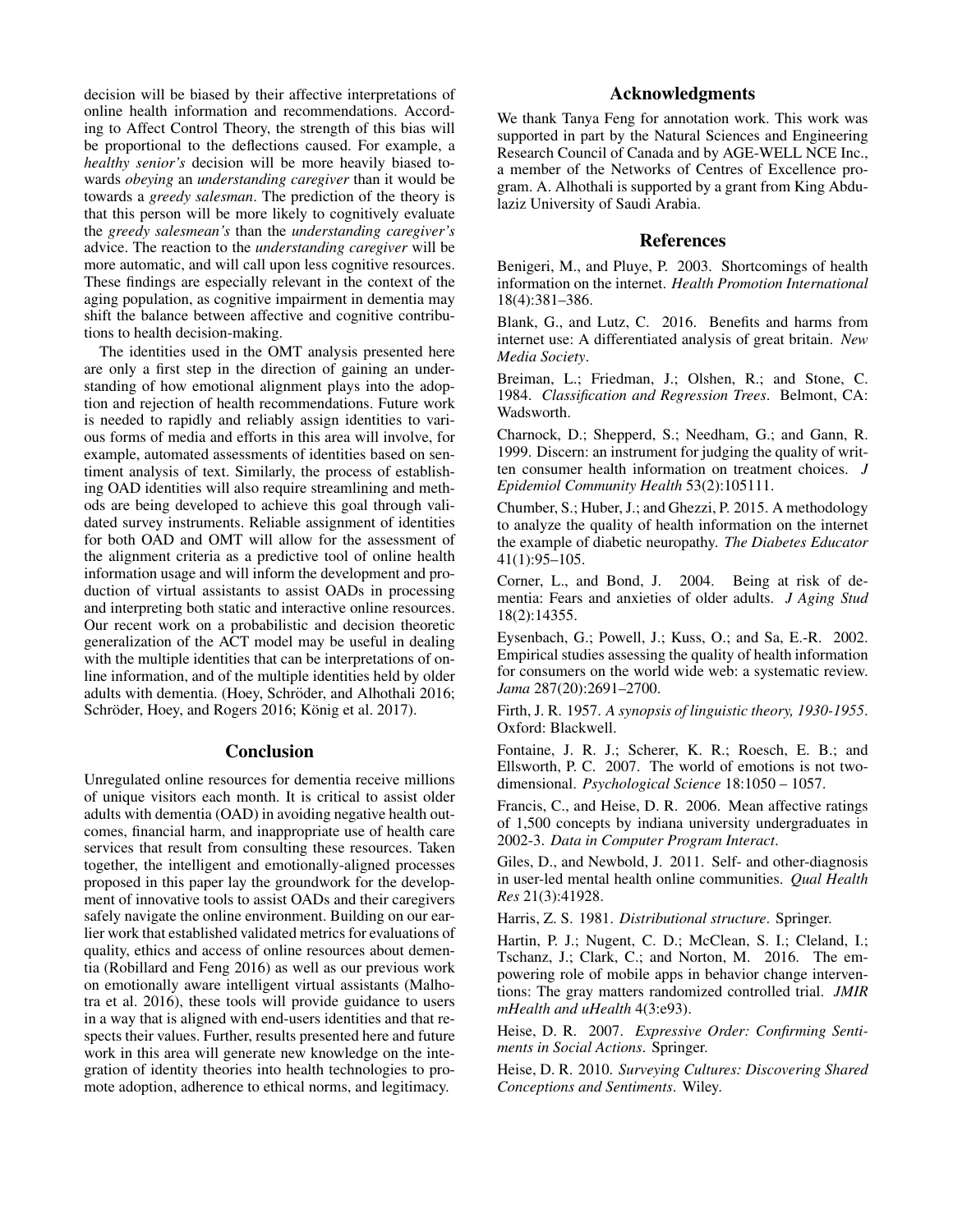decision will be biased by their affective interpretations of online health information and recommendations. According to Affect Control Theory, the strength of this bias will be proportional to the deflections caused. For example, a *healthy senior's* decision will be more heavily biased towards *obeying* an *understanding caregiver* than it would be towards a *greedy salesman*. The prediction of the theory is that this person will be more likely to cognitively evaluate the *greedy salesmean's* than the *understanding caregiver's* advice. The reaction to the *understanding caregiver* will be more automatic, and will call upon less cognitive resources. These findings are especially relevant in the context of the aging population, as cognitive impairment in dementia may shift the balance between affective and cognitive contributions to health decision-making.

The identities used in the OMT analysis presented here are only a first step in the direction of gaining an understanding of how emotional alignment plays into the adoption and rejection of health recommendations. Future work is needed to rapidly and reliably assign identities to various forms of media and efforts in this area will involve, for example, automated assessments of identities based on sentiment analysis of text. Similarly, the process of establishing OAD identities will also require streamlining and methods are being developed to achieve this goal through validated survey instruments. Reliable assignment of identities for both OAD and OMT will allow for the assessment of the alignment criteria as a predictive tool of online health information usage and will inform the development and production of virtual assistants to assist OADs in processing and interpreting both static and interactive online resources. Our recent work on a probabilistic and decision theoretic generalization of the ACT model may be useful in dealing with the multiple identities that can be interpretations of online information, and of the multiple identities held by older adults with dementia. (Hoey, Schröder, and Alhothali 2016; Schröder, Hoey, and Rogers 2016; König et al. 2017).

## Conclusion

Unregulated online resources for dementia receive millions of unique visitors each month. It is critical to assist older adults with dementia (OAD) in avoiding negative health outcomes, financial harm, and inappropriate use of health care services that result from consulting these resources. Taken together, the intelligent and emotionally-aligned processes proposed in this paper lay the groundwork for the development of innovative tools to assist OADs and their caregivers safely navigate the online environment. Building on our earlier work that established validated metrics for evaluations of quality, ethics and access of online resources about dementia (Robillard and Feng 2016) as well as our previous work on emotionally aware intelligent virtual assistants (Malhotra et al. 2016), these tools will provide guidance to users in a way that is aligned with end-users identities and that respects their values. Further, results presented here and future work in this area will generate new knowledge on the integration of identity theories into health technologies to promote adoption, adherence to ethical norms, and legitimacy.

## Acknowledgments

We thank Tanya Feng for annotation work. This work was supported in part by the Natural Sciences and Engineering Research Council of Canada and by AGE-WELL NCE Inc., a member of the Networks of Centres of Excellence program. A. Alhothali is supported by a grant from King Abdulaziz University of Saudi Arabia.

## References

Benigeri, M., and Pluye, P. 2003. Shortcomings of health information on the internet. *Health Promotion International* 18(4):381–386.

Blank, G., and Lutz, C. 2016. Benefits and harms from internet use: A differentiated analysis of great britain. *New Media Society*.

Breiman, L.; Friedman, J.; Olshen, R.; and Stone, C. 1984. *Classification and Regression Trees*. Belmont, CA: Wadsworth.

Charnock, D.; Shepperd, S.; Needham, G.; and Gann, R. 1999. Discern: an instrument for judging the quality of written consumer health information on treatment choices. *J Epidemiol Community Health* 53(2):105111.

Chumber, S.; Huber, J.; and Ghezzi, P. 2015. A methodology to analyze the quality of health information on the internet the example of diabetic neuropathy. *The Diabetes Educator* 41(1):95–105.

Corner, L., and Bond, J. 2004. Being at risk of dementia: Fears and anxieties of older adults. *J Aging Stud* 18(2):14355.

Eysenbach, G.; Powell, J.; Kuss, O.; and Sa, E.-R. 2002. Empirical studies assessing the quality of health information for consumers on the world wide web: a systematic review. *Jama* 287(20):2691–2700.

Firth, J. R. 1957. *A synopsis of linguistic theory, 1930-1955*. Oxford: Blackwell.

Fontaine, J. R. J.; Scherer, K. R.; Roesch, E. B.; and Ellsworth, P. C. 2007. The world of emotions is not two-dimensional. *Psychological Science* 18:1050 – 1057.

Francis, C., and Heise, D. R. 2006. Mean affective ratings of 1,500 concepts by indiana university undergraduates in 2002-3. *Data in Computer Program Interact*.

Giles, D., and Newbold, J. 2011. Self- and other-diagnosis in user-led mental health online communities. *Qual Health Res* 21(3):41928.

Harris, Z. S. 1981. *Distributional structure*. Springer.

Hartin, P. J.; Nugent, C. D.; McClean, S. I.; Cleland, I.; Tschanz, J.; Clark, C.; and Norton, M. 2016. The empowering role of mobile apps in behavior change interventions: The gray matters randomized controlled trial. *JMIR mHealth and uHealth* 4(3:e93).

Heise, D. R. 2007. *Expressive Order: Confirming Sentiments in Social Actions*. Springer.

Heise, D. R. 2010. *Surveying Cultures: Discovering Shared Conceptions and Sentiments*. Wiley.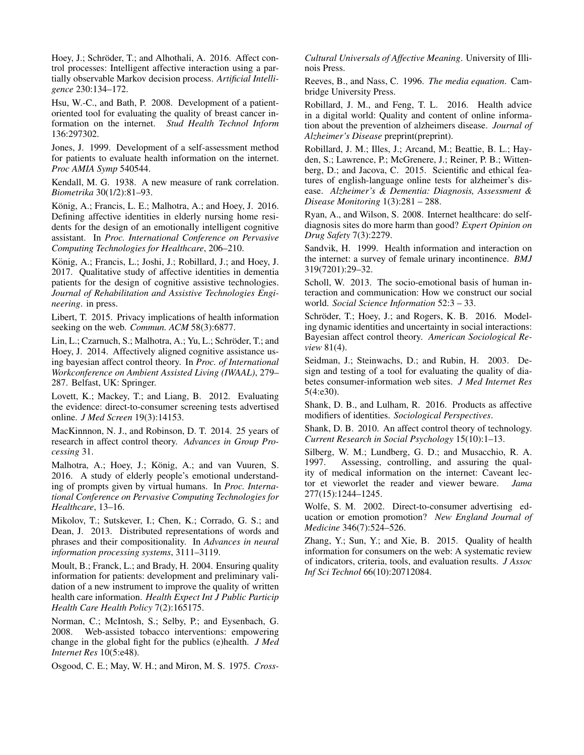Hoey, J.; Schröder, T.; and Alhothali, A. 2016. Affect control processes: Intelligent affective interaction using a partially observable Markov decision process. *Artificial Intelligence* 230:134–172.

Hsu, W.-C., and Bath, P. 2008. Development of a patient-oriented tool for evaluating the quality of breast cancer information on the internet. *Stud Health Technol Inform* 136:297302.

Jones, J. 1999. Development of a self-assessment method for patients to evaluate health information on the internet. *Proc AMIA Symp* 540544.

Kendall, M. G. 1938. A new measure of rank correlation. *Biometrika* 30(1/2):81–93.

König, A.; Francis, L. E.; Malhotra, A.; and Hoey, J. 2016. Defining affective identities in elderly nursing home residents for the design of an emotionally intelligent cognitive assistant. In *Proc. International Conference on Pervasive Computing Technologies for Healthcare*, 206–210.

König, A.; Francis, L.; Joshi, J.; Robillard, J.; and Hoey, J. 2017. Qualitative study of affective identities in dementia patients for the design of cognitive assistive technologies. *Journal of Rehabilitation and Assistive Technologies Engineering*. in press.

Libert, T. 2015. Privacy implications of health information seeking on the web. *Commun. ACM* 58(3):6877.

Lin, L.; Czarnuch, S.; Malhotra, A.; Yu, L.; Schröder, T.; and Hoey, J. 2014. Affectively aligned cognitive assistance using bayesian affect control theory. In *Proc. of International Workconference on Ambient Assisted Living (IWAAL)*, 279–287. Belfast, UK: Springer.

Lovett, K.; Mackey, T.; and Liang, B. 2012. Evaluating the evidence: direct-to-consumer screening tests advertised online. *J Med Screen* 19(3):14153.

MacKinnnon, N. J., and Robinson, D. T. 2014. 25 years of research in affect control theory. *Advances in Group Processing* 31.

Malhotra, A.; Hoey, J.; König, A.; and van Vuuren, S. 2016. A study of elderly people's emotional understanding of prompts given by virtual humans. In *Proc. International Conference on Pervasive Computing Technologies for Healthcare*, 13–16.

Mikolov, T.; Sutskever, I.; Chen, K.; Corrado, G. S.; and Dean, J. 2013. Distributed representations of words and phrases and their compositionality. In *Advances in neural information processing systems*, 3111–3119.

Moult, B.; Franck, L.; and Brady, H. 2004. Ensuring quality information for patients: development and preliminary validation of a new instrument to improve the quality of written health care information. *Health Expect Int J Public Particip Health Care Health Policy* 7(2):165175.

Norman, C.; McIntosh, S.; Selby, P.; and Eysenbach, G. 2008. Web-assisted tobacco interventions: empowering change in the global fight for the publics (e)health. *J Med Internet Res* 10(5:e48).

Osgood, C. E.; May, W. H.; and Miron, M. S. 1975. *Cross-Cultural Universals of Affective Meaning*. University of Illinois Press.

Reeves, B., and Nass, C. 1996. *The media equation*. Cambridge University Press.

Robillard, J. M., and Feng, T. L. 2016. Health advice in a digital world: Quality and content of online information about the prevention of alzheimers disease. *Journal of Alzheimer's Disease* preprint(preprint).

Robillard, J. M.; Illes, J.; Arcand, M.; Beattie, B. L.; Hayden, S.; Lawrence, P.; McGrenere, J.; Reiner, P. B.; Wittenberg, D.; and Jacova, C. 2015. Scientific and ethical features of english-language online tests for alzheimer's disease. *Alzheimer's & Dementia: Diagnosis, Assessment & Disease Monitoring* 1(3):281 – 288.

Ryan, A., and Wilson, S. 2008. Internet healthcare: do self-diagnosis sites do more harm than good? *Expert Opinion on Drug Safety* 7(3):2279.

Sandvik, H. 1999. Health information and interaction on the internet: a survey of female urinary incontinence. *BMJ* 319(7201):29–32.

Scholl, W. 2013. The socio-emotional basis of human interaction and communication: How we construct our social world. *Social Science Information* 52:3 – 33.

Schröder, T.; Hoey, J.; and Rogers, K. B. 2016. Modeling dynamic identities and uncertainty in social interactions: Bayesian affect control theory. *American Sociological Review* 81(4).

Seidman, J.; Steinwachs, D.; and Rubin, H. 2003. Design and testing of a tool for evaluating the quality of diabetes consumer-information web sites. *J Med Internet Res* 5(4:e30).

Shank, D. B., and Lulham, R. 2016. Products as affective modifiers of identities. *Sociological Perspectives*.

Shank, D. B. 2010. An affect control theory of technology. *Current Research in Social Psychology* 15(10):1–13.

Silberg, W. M.; Lundberg, G. D.; and Musacchio, R. A. 1997. Assessing, controlling, and assuring the quality of medical information on the internet: Caveant lector et vieworlet the reader and viewer beware. *Jama* 277(15):1244–1245.

Wolfe, S. M. 2002. Direct-to-consumer advertising education or emotion promotion? *New England Journal of Medicine* 346(7):524–526.

Zhang, Y.; Sun, Y.; and Xie, B. 2015. Quality of health information for consumers on the web: A systematic review of indicators, criteria, tools, and evaluation results. *J Assoc Inf Sci Technol* 66(10):20712084.